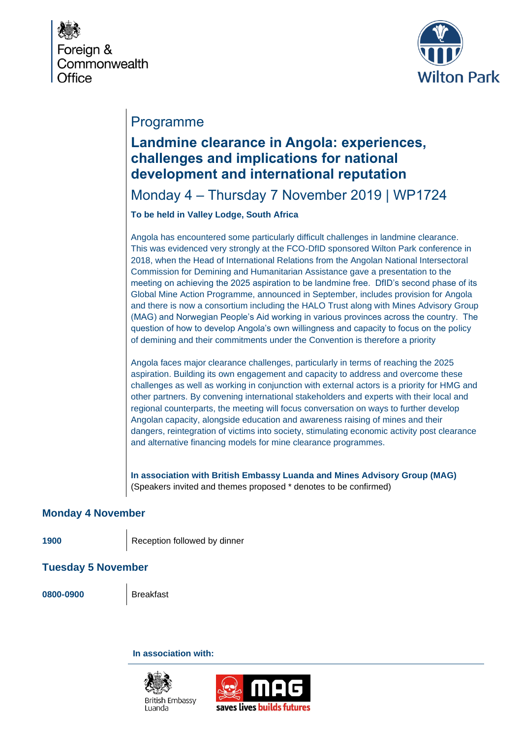Foreign & Commonwealth Office

Wilton Park

# Programme

## Landmine clearance in Angola: experiences, challenges and implications for national development and international reputation

Monday 4 – Thursday 7 November 2019 | WP1724

**To be held in Valley Lodge, South Africa**

Angola has encountered some particularly difficult challenges in landmine clearance. This was evidenced very strongly at the FCO-DfID sponsored Wilton Park conference in 2018, when the Head of International Relations from the Angolan National Intersectoral Commission for Demining and Humanitarian Assistance gave a presentation to the meeting on achieving the 2025 aspiration to be landmine free. DfID's second phase of its Global Mine Action Programme, announced in September, includes provision for Angola and there is now a consortium including the HALO Trust along with Mines Advisory Group (MAG) and Norwegian People's Aid working in various provinces across the country. The question of how to develop Angola's own willingness and capacity to focus on the policy of demining and their commitments under the Convention is therefore a priority

Angola faces major clearance challenges, particularly in terms of reaching the 2025 aspiration. Building its own engagement and capacity to address and overcome these challenges as well as working in conjunction with external actors is a priority for HMG and other partners. By convening international stakeholders and experts with their local and regional counterparts, the meeting will focus conversation on ways to further develop Angolan capacity, alongside education and awareness raising of mines and their dangers, reintegration of victims into society, stimulating economic activity post clearance and alternative financing models for mine clearance programmes.

**In association with British Embassy Luanda and Mines Advisory Group (MAG)**
(Speakers invited and themes proposed * denotes to be confirmed)

### Monday 4 November

| | |
|---|---|
| **1900** | Reception followed by dinner |

### Tuesday 5 November

| | |
|---|---|
| **0800-0900** | Breakfast |

**In association with:**

British Embassy Luanda

MAG saves lives builds futures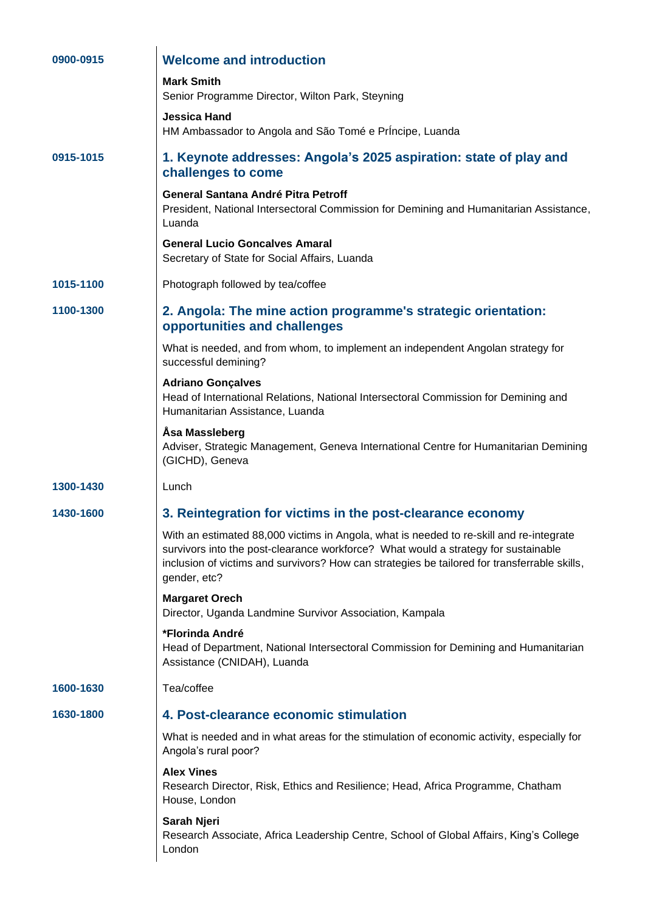**0900-0915**

## Welcome and introduction

**Mark Smith**
Senior Programme Director, Wilton Park, Steyning

**Jessica Hand**
HM Ambassador to Angola and São Tomé e PrÍncipe, Luanda

**0915-1015**

## 1. Keynote addresses: Angola's 2025 aspiration: state of play and challenges to come

**General Santana André Pitra Petroff**
President, National Intersectoral Commission for Demining and Humanitarian Assistance, Luanda

**General Lucio Goncalves Amaral**
Secretary of State for Social Affairs, Luanda

**1015-1100**

Photograph followed by tea/coffee

**1100-1300**

## 2. Angola: The mine action programme's strategic orientation: opportunities and challenges

What is needed, and from whom, to implement an independent Angolan strategy for successful demining?

**Adriano Gonçalves**
Head of International Relations, National Intersectoral Commission for Demining and Humanitarian Assistance, Luanda

**Åsa Massleberg**
Adviser, Strategic Management, Geneva International Centre for Humanitarian Demining (GICHD), Geneva

**1300-1430**

Lunch

**1430-1600**

## 3. Reintegration for victims in the post-clearance economy

With an estimated 88,000 victims in Angola, what is needed to re-skill and re-integrate survivors into the post-clearance workforce? What would a strategy for sustainable inclusion of victims and survivors? How can strategies be tailored for transferrable skills, gender, etc?

**Margaret Orech**
Director, Uganda Landmine Survivor Association, Kampala

***Florinda André**
Head of Department, National Intersectoral Commission for Demining and Humanitarian Assistance (CNIDAH), Luanda

**1600-1630**

Tea/coffee

**1630-1800**

## 4. Post-clearance economic stimulation

What is needed and in what areas for the stimulation of economic activity, especially for Angola's rural poor?

**Alex Vines**
Research Director, Risk, Ethics and Resilience; Head, Africa Programme, Chatham House, London

**Sarah Njeri**
Research Associate, Africa Leadership Centre, School of Global Affairs, King's College London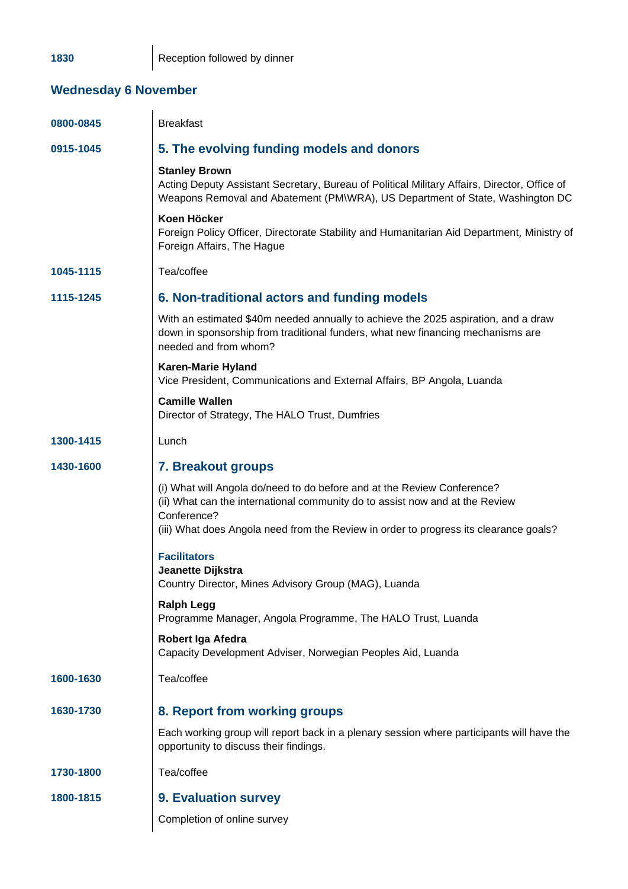**1830** | Reception followed by dinner

## Wednesday 6 November

**0800-0845** Breakfast

**0915-1045**

### 5. The evolving funding models and donors

**Stanley Brown**
Acting Deputy Assistant Secretary, Bureau of Political Military Affairs, Director, Office of Weapons Removal and Abatement (PM\WRA), US Department of State, Washington DC

**Koen Höcker**
Foreign Policy Officer, Directorate Stability and Humanitarian Aid Department, Ministry of Foreign Affairs, The Hague

**1045-1115** Tea/coffee

**1115-1245**

### 6. Non-traditional actors and funding models

With an estimated $40m needed annually to achieve the 2025 aspiration, and a draw down in sponsorship from traditional funders, what new financing mechanisms are needed and from whom?

**Karen-Marie Hyland**
Vice President, Communications and External Affairs, BP Angola, Luanda

**Camille Wallen**
Director of Strategy, The HALO Trust, Dumfries

**1300-1415** Lunch

**1430-1600**

### 7. Breakout groups

(i) What will Angola do/need to do before and at the Review Conference?
(ii) What can the international community do to assist now and at the Review Conference?
(iii) What does Angola need from the Review in order to progress its clearance goals?

**Facilitators**

**Jeanette Dijkstra**
Country Director, Mines Advisory Group (MAG), Luanda

**Ralph Legg**
Programme Manager, Angola Programme, The HALO Trust, Luanda

**Robert Iga Afedra**
Capacity Development Adviser, Norwegian Peoples Aid, Luanda

**1600-1630** Tea/coffee

**1630-1730**

### 8. Report from working groups

Each working group will report back in a plenary session where participants will have the opportunity to discuss their findings.

**1730-1800** Tea/coffee

**1800-1815**

### 9. Evaluation survey

Completion of online survey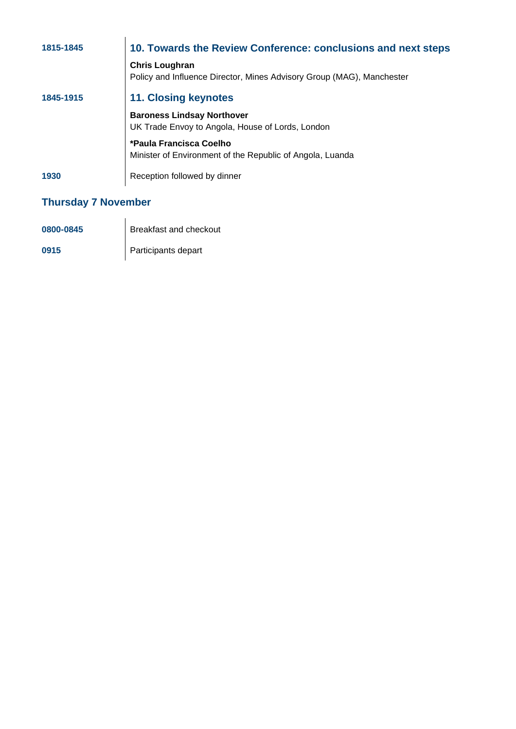**1815-1845**

### 10. Towards the Review Conference: conclusions and next steps

**Chris Loughran**
Policy and Influence Director, Mines Advisory Group (MAG), Manchester

**1845-1915**

### 11. Closing keynotes

**Baroness Lindsay Northover**
UK Trade Envoy to Angola, House of Lords, London

***Paula Francisca Coelho**
Minister of Environment of the Republic of Angola, Luanda

**1930**

Reception followed by dinner

## Thursday 7 November

**0800-0845**

Breakfast and checkout

**0915**

Participants depart